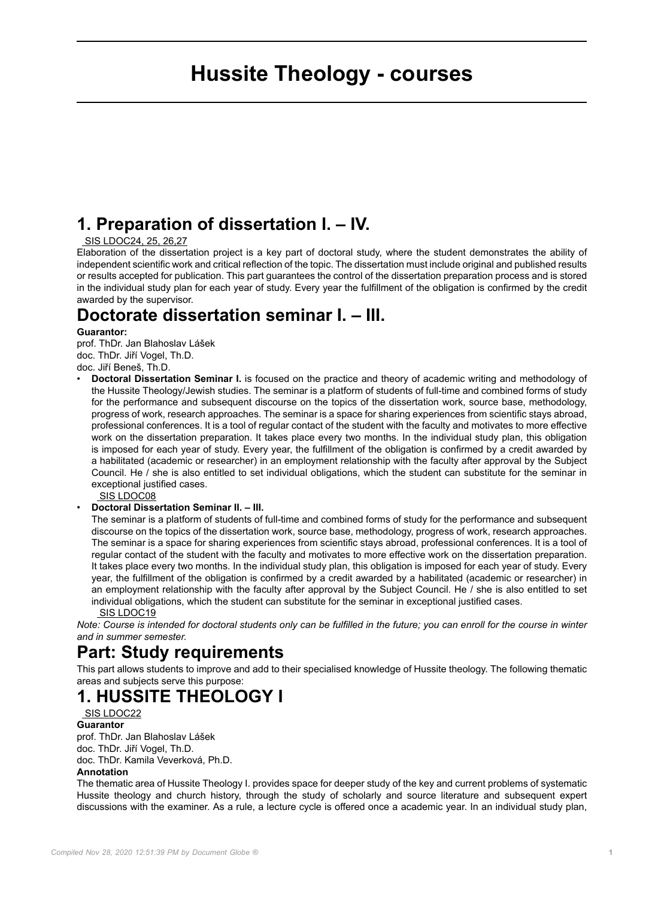# Hussite Theology - courses

## 1. Preparation of dissertation I. – IV.

SIS LDOC24, 25, 26,27

Elaboration of the dissertation project is a key part of doctoral study, where the student demonstrates the ability of independent scientific work and critical reflection of the topic. The dissertation must include original and published results or results accepted for publication. This part guarantees the control of the dissertation preparation process and is stored in the individual study plan for each year of study. Every year the fulfillment of the obligation is confirmed by the credit awarded by the supervisor.

## Doctorate dissertation seminar I. – III.

**Guarantor:**

prof. ThDr. Jan Blahoslav Lášek
doc. ThDr. Jiří Vogel, Th.D.
doc. Jiří Beneš, Th.D.

- **Doctoral Dissertation Seminar I.** is focused on the practice and theory of academic writing and methodology of the Hussite Theology/Jewish studies. The seminar is a platform of students of full-time and combined forms of study for the performance and subsequent discourse on the topics of the dissertation work, source base, methodology, progress of work, research approaches. The seminar is a space for sharing experiences from scientific stays abroad, professional conferences. It is a tool of regular contact of the student with the faculty and motivates to more effective work on the dissertation preparation. It takes place every two months. In the individual study plan, this obligation is imposed for each year of study. Every year, the fulfillment of the obligation is confirmed by a credit awarded by a habilitated (academic or researcher) in an employment relationship with the faculty after approval by the Subject Council. He / she is also entitled to set individual obligations, which the student can substitute for the seminar in exceptional justified cases.
  SIS LDOC08
- **Doctoral Dissertation Seminar II. – III.**
  The seminar is a platform of students of full-time and combined forms of study for the performance and subsequent discourse on the topics of the dissertation work, source base, methodology, progress of work, research approaches. The seminar is a space for sharing experiences from scientific stays abroad, professional conferences. It is a tool of regular contact of the student with the faculty and motivates to more effective work on the dissertation preparation. It takes place every two months. In the individual study plan, this obligation is imposed for each year of study. Every year, the fulfillment of the obligation is confirmed by a credit awarded by a habilitated (academic or researcher) in an employment relationship with the faculty after approval by the Subject Council. He / she is also entitled to set individual obligations, which the student can substitute for the seminar in exceptional justified cases.
  SIS LDOC19

*Note: Course is intended for doctoral students only can be fulfilled in the future; you can enroll for the course in winter and in summer semester.*

## Part: Study requirements

This part allows students to improve and add to their specialised knowledge of Hussite theology. The following thematic areas and subjects serve this purpose:

## 1. HUSSITE THEOLOGY I

SIS LDOC22

**Guarantor**

prof. ThDr. Jan Blahoslav Lášek
doc. ThDr. Jiří Vogel, Th.D.
doc. ThDr. Kamila Veverková, Ph.D.

**Annotation**

The thematic area of Hussite Theology I. provides space for deeper study of the key and current problems of systematic Hussite theology and church history, through the study of scholarly and source literature and subsequent expert discussions with the examiner. As a rule, a lecture cycle is offered once a academic year. In an individual study plan,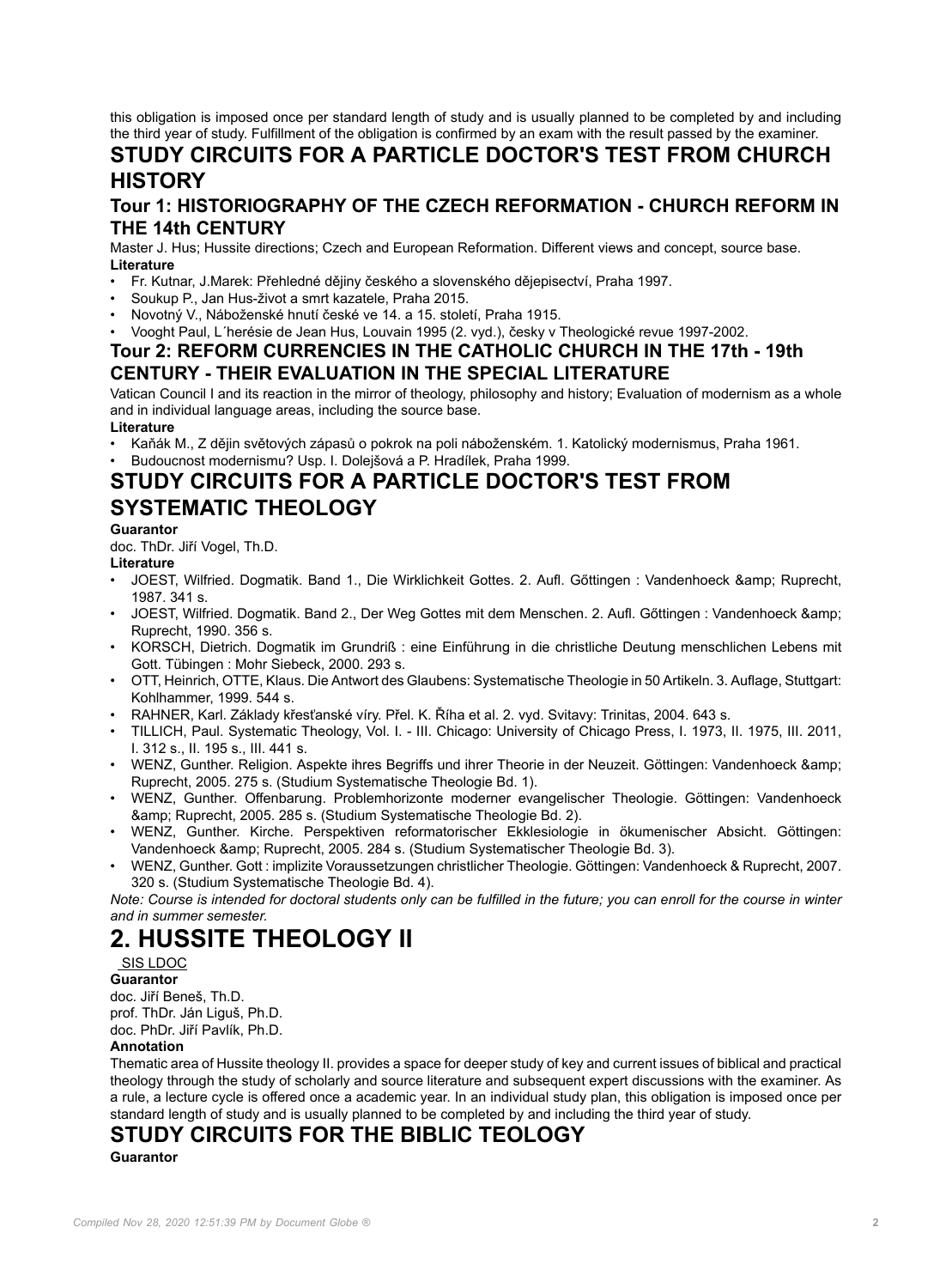this obligation is imposed once per standard length of study and is usually planned to be completed by and including the third year of study. Fulfillment of the obligation is confirmed by an exam with the result passed by the examiner.

# STUDY CIRCUITS FOR A PARTICLE DOCTOR'S TEST FROM CHURCH HISTORY

## Tour 1: HISTORIOGRAPHY OF THE CZECH REFORMATION - CHURCH REFORM IN THE 14th CENTURY

Master J. Hus; Hussite directions; Czech and European Reformation. Different views and concept, source base.

**Literature**

- Fr. Kutnar, J.Marek: Přehledné dějiny českého a slovenského dějepisectví, Praha 1997.
- Soukup P., Jan Hus-život a smrt kazatele, Praha 2015.
- Novotný V., Náboženské hnutí české ve 14. a 15. století, Praha 1915.
- Vooght Paul, L´herésie de Jean Hus, Louvain 1995 (2. vyd.), česky v Theologické revue 1997-2002.

## Tour 2: REFORM CURRENCIES IN THE CATHOLIC CHURCH IN THE 17th - 19th CENTURY - THEIR EVALUATION IN THE SPECIAL LITERATURE

Vatican Council I and its reaction in the mirror of theology, philosophy and history; Evaluation of modernism as a whole and in individual language areas, including the source base.

**Literature**

- Kaňák M., Z dějin světových zápasů o pokrok na poli náboženském. 1. Katolický modernismus, Praha 1961.
- Budoucnost modernismu? Usp. I. Dolejšová a P. Hradílek, Praha 1999.

# STUDY CIRCUITS FOR A PARTICLE DOCTOR'S TEST FROM SYSTEMATIC THEOLOGY

**Guarantor**

doc. ThDr. Jiří Vogel, Th.D.

**Literature**

- JOEST, Wilfried. Dogmatik. Band 1., Die Wirklichkeit Gottes. 2. Aufl. Gőttingen : Vandenhoeck &amp; Ruprecht, 1987. 341 s.
- JOEST, Wilfried. Dogmatik. Band 2., Der Weg Gottes mit dem Menschen. 2. Aufl. Gőttingen : Vandenhoeck &amp; Ruprecht, 1990. 356 s.
- KORSCH, Dietrich. Dogmatik im Grundriß : eine Einführung in die christliche Deutung menschlichen Lebens mit Gott. Tübingen : Mohr Siebeck, 2000. 293 s.
- OTT, Heinrich, OTTE, Klaus. Die Antwort des Glaubens: Systematische Theologie in 50 Artikeln. 3. Auflage, Stuttgart: Kohlhammer, 1999. 544 s.
- RAHNER, Karl. Základy křesťanské víry. Přel. K. Říha et al. 2. vyd. Svitavy: Trinitas, 2004. 643 s.
- TILLICH, Paul. Systematic Theology, Vol. I. - III. Chicago: University of Chicago Press, I. 1973, II. 1975, III. 2011, I. 312 s., II. 195 s., III. 441 s.
- WENZ, Gunther. Religion. Aspekte ihres Begriffs und ihrer Theorie in der Neuzeit. Göttingen: Vandenhoeck &amp; Ruprecht, 2005. 275 s. (Studium Systematische Theologie Bd. 1).
- WENZ, Gunther. Offenbarung. Problemhorizonte moderner evangelischer Theologie. Göttingen: Vandenhoeck &amp; Ruprecht, 2005. 285 s. (Studium Systematische Theologie Bd. 2).
- WENZ, Gunther. Kirche. Perspektiven reformatorischer Ekklesiologie in ökumenischer Absicht. Göttingen: Vandenhoeck &amp; Ruprecht, 2005. 284 s. (Studium Systematischer Theologie Bd. 3).
- WENZ, Gunther. Gott : implizite Voraussetzungen christlicher Theologie. Göttingen: Vandenhoeck & Ruprecht, 2007. 320 s. (Studium Systematische Theologie Bd. 4).

*Note: Course is intended for doctoral students only can be fulfilled in the future; you can enroll for the course in winter and in summer semester.*

# 2. HUSSITE THEOLOGY II

SIS LDOC

**Guarantor**

doc. Jiří Beneš, Th.D.
prof. ThDr. Ján Liguš, Ph.D.
doc. PhDr. Jiří Pavlík, Ph.D.

**Annotation**

Thematic area of Hussite theology II. provides a space for deeper study of key and current issues of biblical and practical theology through the study of scholarly and source literature and subsequent expert discussions with the examiner. As a rule, a lecture cycle is offered once a academic year. In an individual study plan, this obligation is imposed once per standard length of study and is usually planned to be completed by and including the third year of study.

# STUDY CIRCUITS FOR THE BIBLIC TEOLOGY

**Guarantor**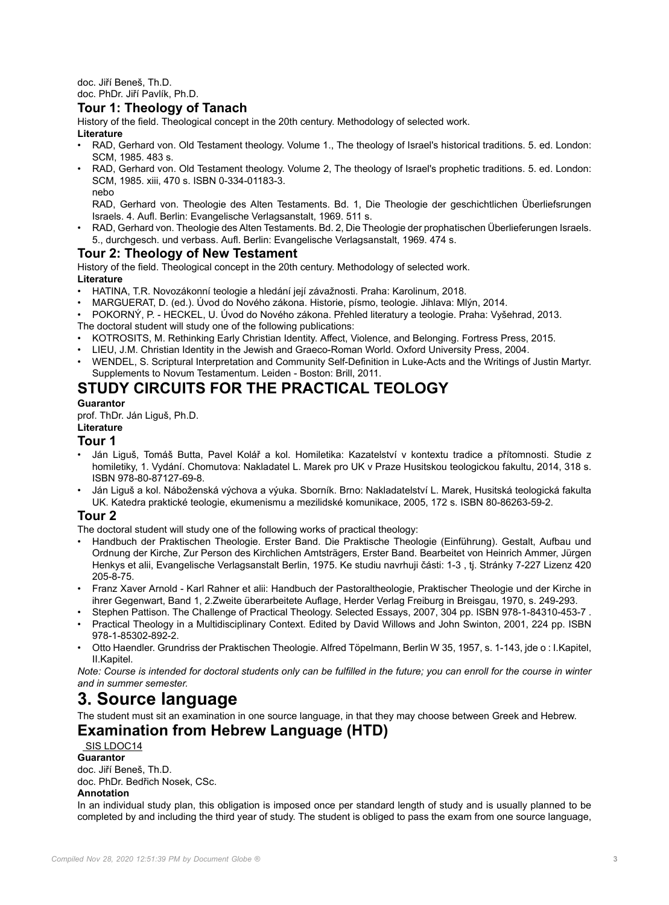doc. Jiří Beneš, Th.D.
doc. PhDr. Jiří Pavlík, Ph.D.

### Tour 1: Theology of Tanach

History of the field. Theological concept in the 20th century. Methodology of selected work.

**Literature**

- RAD, Gerhard von. Old Testament theology. Volume 1., The theology of Israel's historical traditions. 5. ed. London: SCM, 1985. 483 s.
- RAD, Gerhard von. Old Testament theology. Volume 2, The theology of Israel's prophetic traditions. 5. ed. London: SCM, 1985. xiii, 470 s. ISBN 0-334-01183-3.
  nebo
  RAD, Gerhard von. Theologie des Alten Testaments. Bd. 1, Die Theologie der geschichtlichen Überliefsrungen Israels. 4. Aufl. Berlin: Evangelische Verlagsanstalt, 1969. 511 s.
- RAD, Gerhard von. Theologie des Alten Testaments. Bd. 2, Die Theologie der prophatischen Überlieferungen Israels. 5., durchgesch. und verbass. Aufl. Berlin: Evangelische Verlagsanstalt, 1969. 474 s.

### Tour 2: Theology of New Testament

History of the field. Theological concept in the 20th century. Methodology of selected work.

**Literature**

- HATINA, T.R. Novozákonní teologie a hledání její závažnosti. Praha: Karolinum, 2018.
- MARGUERAT, D. (ed.). Úvod do Nového zákona. Historie, písmo, teologie. Jihlava: Mlýn, 2014.
- POKORNÝ, P. - HECKEL, U. Úvod do Nového zákona. Přehled literatury a teologie. Praha: Vyšehrad, 2013.

The doctoral student will study one of the following publications:

- KOTROSITS, M. Rethinking Early Christian Identity. Affect, Violence, and Belonging. Fortress Press, 2015.
- LIEU, J.M. Christian Identity in the Jewish and Graeco-Roman World. Oxford University Press, 2004.
- WENDEL, S. Scriptural Interpretation and Community Self-Definition in Luke-Acts and the Writings of Justin Martyr. Supplements to Novum Testamentum. Leiden - Boston: Brill, 2011.

## STUDY CIRCUITS FOR THE PRACTICAL TEOLOGY

**Guarantor**

prof. ThDr. Ján Liguš, Ph.D.

**Literature**

### Tour 1

- Ján Liguš, Tomáš Butta, Pavel Kolář a kol. Homiletika: Kazatelství v kontextu tradice a přítomnosti. Studie z homiletiky, 1. Vydání. Chomutova: Nakladatel L. Marek pro UK v Praze Husitskou teologickou fakultu, 2014, 318 s. ISBN 978-80-87127-69-8.
- Ján Liguš a kol. Náboženská výchova a výuka. Sborník. Brno: Nakladatelství L. Marek, Husitská teologická fakulta UK. Katedra praktické teologie, ekumenismu a mezilidské komunikace, 2005, 172 s. ISBN 80-86263-59-2.

### Tour 2

The doctoral student will study one of the following works of practical theology:

- Handbuch der Praktischen Theologie. Erster Band. Die Praktische Theologie (Einführung). Gestalt, Aufbau und Ordnung der Kirche, Zur Person des Kirchlichen Amtsträgers, Erster Band. Bearbeitet von Heinrich Ammer, Jürgen Henkys et alii, Evangelische Verlagsanstalt Berlin, 1975. Ke studiu navrhuji části: 1-3 , tj. Stránky 7-227 Lizenz 420 205-8-75.
- Franz Xaver Arnold - Karl Rahner et alii: Handbuch der Pastoraltheologie, Praktischer Theologie und der Kirche in ihrer Gegenwart, Band 1, 2.Zweite überarbeitete Auflage, Herder Verlag Freiburg in Breisgau, 1970, s. 249-293.
- Stephen Pattison. The Challenge of Practical Theology. Selected Essays, 2007, 304 pp. ISBN 978-1-84310-453-7 .
- Practical Theology in a Multidisciplinary Context. Edited by David Willows and John Swinton, 2001, 224 pp. ISBN 978-1-85302-892-2.
- Otto Haendler. Grundriss der Praktischen Theologie. Alfred Töpelmann, Berlin W 35, 1957, s. 1-143, jde o : I.Kapitel, II.Kapitel.

*Note: Course is intended for doctoral students only can be fulfilled in the future; you can enroll for the course in winter and in summer semester.*

# 3. Source language

The student must sit an examination in one source language, in that they may choose between Greek and Hebrew.

## Examination from Hebrew Language (HTD)

SIS LDOC14

**Guarantor**

doc. Jiří Beneš, Th.D.
doc. PhDr. Bedřich Nosek, CSc.

**Annotation**

In an individual study plan, this obligation is imposed once per standard length of study and is usually planned to be completed by and including the third year of study. The student is obliged to pass the exam from one source language,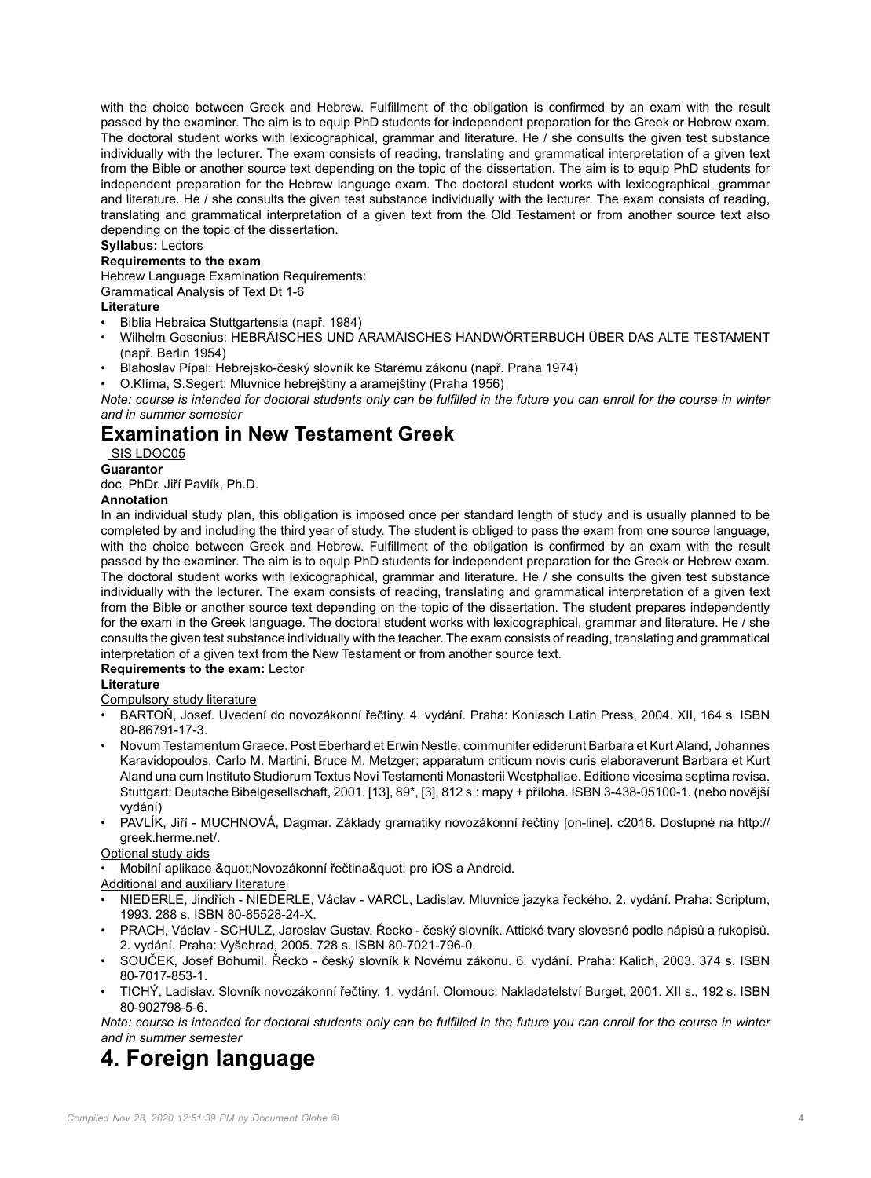with the choice between Greek and Hebrew. Fulfillment of the obligation is confirmed by an exam with the result passed by the examiner. The aim is to equip PhD students for independent preparation for the Greek or Hebrew exam. The doctoral student works with lexicographical, grammar and literature. He / she consults the given test substance individually with the lecturer. The exam consists of reading, translating and grammatical interpretation of a given text from the Bible or another source text depending on the topic of the dissertation. The aim is to equip PhD students for independent preparation for the Hebrew language exam. The doctoral student works with lexicographical, grammar and literature. He / she consults the given test substance individually with the lecturer. The exam consists of reading, translating and grammatical interpretation of a given text from the Old Testament or from another source text also depending on the topic of the dissertation.

**Syllabus:** Lectors

**Requirements to the exam**

Hebrew Language Examination Requirements:
Grammatical Analysis of Text Dt 1-6

**Literature**

- Biblia Hebraica Stuttgartensia (např. 1984)
- Wilhelm Gesenius: HEBRÄISCHES UND ARAMÄISCHES HANDWÖRTERBUCH ÜBER DAS ALTE TESTAMENT (např. Berlin 1954)
- Blahoslav Pípal: Hebrejsko-český slovník ke Starému zákonu (např. Praha 1974)
- O.Klíma, S.Segert: Mluvnice hebrejštiny a aramejštiny (Praha 1956)

*Note: course is intended for doctoral students only can be fulfilled in the future you can enroll for the course in winter and in summer semester*

# Examination in New Testament Greek

SIS LDOC05

**Guarantor**

doc. PhDr. Jiří Pavlík, Ph.D.

**Annotation**

In an individual study plan, this obligation is imposed once per standard length of study and is usually planned to be completed by and including the third year of study. The student is obliged to pass the exam from one source language, with the choice between Greek and Hebrew. Fulfillment of the obligation is confirmed by an exam with the result passed by the examiner. The aim is to equip PhD students for independent preparation for the Greek or Hebrew exam. The doctoral student works with lexicographical, grammar and literature. He / she consults the given test substance individually with the lecturer. The exam consists of reading, translating and grammatical interpretation of a given text from the Bible or another source text depending on the topic of the dissertation. The student prepares independently for the exam in the Greek language. The doctoral student works with lexicographical, grammar and literature. He / she consults the given test substance individually with the teacher. The exam consists of reading, translating and grammatical interpretation of a given text from the New Testament or from another source text.

**Requirements to the exam:** Lector

**Literature**

Compulsory study literature

- BARTOŇ, Josef. Uvedení do novozákonní řečtiny. 4. vydání. Praha: Koniasch Latin Press, 2004. XII, 164 s. ISBN 80-86791-17-3.
- Novum Testamentum Graece. Post Eberhard et Erwin Nestle; communiter ediderunt Barbara et Kurt Aland, Johannes Karavidopoulos, Carlo M. Martini, Bruce M. Metzger; apparatum criticum novis curis elaboraverunt Barbara et Kurt Aland una cum Instituto Studiorum Textus Novi Testamenti Monasterii Westphaliae. Editione vicesima septima revisa. Stuttgart: Deutsche Bibelgesellschaft, 2001. [13], 89*, [3], 812 s.: mapy + příloha. ISBN 3-438-05100-1. (nebo novější vydání)
- PAVLÍK, Jiří - MUCHNOVÁ, Dagmar. Základy gramatiky novozákonní řečtiny [on-line]. c2016. Dostupné na http://greek.herme.net/.

Optional study aids

- Mobilní aplikace &quot;Novozákonní řečtina&quot; pro iOS a Android.

Additional and auxiliary literature

- NIEDERLE, Jindřich - NIEDERLE, Václav - VARCL, Ladislav. Mluvnice jazyka řeckého. 2. vydání. Praha: Scriptum, 1993. 288 s. ISBN 80-85528-24-X.
- PRACH, Václav - SCHULZ, Jaroslav Gustav. Řecko - český slovník. Attické tvary slovesné podle nápisů a rukopisů. 2. vydání. Praha: Vyšehrad, 2005. 728 s. ISBN 80-7021-796-0.
- SOUČEK, Josef Bohumil. Řecko - český slovník k Novému zákonu. 6. vydání. Praha: Kalich, 2003. 374 s. ISBN 80-7017-853-1.
- TICHÝ, Ladislav. Slovník novozákonní řečtiny. 1. vydání. Olomouc: Nakladatelství Burget, 2001. XII s., 192 s. ISBN 80-902798-5-6.

*Note: course is intended for doctoral students only can be fulfilled in the future you can enroll for the course in winter and in summer semester*

# 4. Foreign language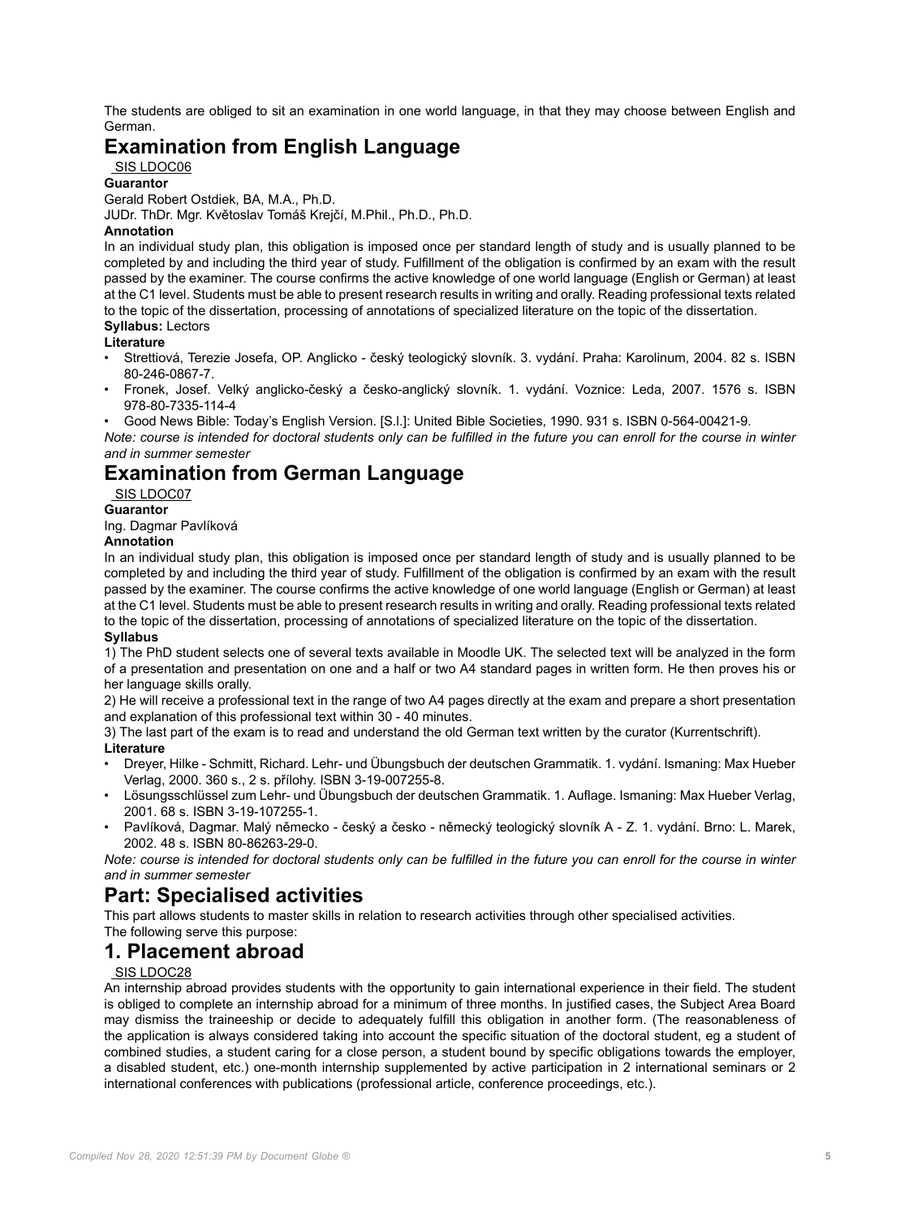The students are obliged to sit an examination in one world language, in that they may choose between English and German.

# Examination from English Language

SIS LDOC06

**Guarantor**

Gerald Robert Ostdiek, BA, M.A., Ph.D.

JUDr. ThDr. Mgr. Květoslav Tomáš Krejčí, M.Phil., Ph.D., Ph.D.

**Annotation**

In an individual study plan, this obligation is imposed once per standard length of study and is usually planned to be completed by and including the third year of study. Fulfillment of the obligation is confirmed by an exam with the result passed by the examiner. The course confirms the active knowledge of one world language (English or German) at least at the C1 level. Students must be able to present research results in writing and orally. Reading professional texts related to the topic of the dissertation, processing of annotations of specialized literature on the topic of the dissertation.

**Syllabus:** Lectors

**Literature**

- Strettiová, Terezie Josefa, OP. Anglicko - český teologický slovník. 3. vydání. Praha: Karolinum, 2004. 82 s. ISBN 80-246-0867-7.
- Fronek, Josef. Velký anglicko-český a česko-anglický slovník. 1. vydání. Voznice: Leda, 2007. 1576 s. ISBN 978-80-7335-114-4
- Good News Bible: Today's English Version. [S.l.]: United Bible Societies, 1990. 931 s. ISBN 0-564-00421-9.

*Note: course is intended for doctoral students only can be fulfilled in the future you can enroll for the course in winter and in summer semester*

# Examination from German Language

SIS LDOC07

**Guarantor**

Ing. Dagmar Pavlíková

**Annotation**

In an individual study plan, this obligation is imposed once per standard length of study and is usually planned to be completed by and including the third year of study. Fulfillment of the obligation is confirmed by an exam with the result passed by the examiner. The course confirms the active knowledge of one world language (English or German) at least at the C1 level. Students must be able to present research results in writing and orally. Reading professional texts related to the topic of the dissertation, processing of annotations of specialized literature on the topic of the dissertation.

**Syllabus**

1) The PhD student selects one of several texts available in Moodle UK. The selected text will be analyzed in the form of a presentation and presentation on one and a half or two A4 standard pages in written form. He then proves his or her language skills orally.

2) He will receive a professional text in the range of two A4 pages directly at the exam and prepare a short presentation and explanation of this professional text within 30 - 40 minutes.

3) The last part of the exam is to read and understand the old German text written by the curator (Kurrentschrift).

**Literature**

- Dreyer, Hilke - Schmitt, Richard. Lehr- und Übungsbuch der deutschen Grammatik. 1. vydání. Ismaning: Max Hueber Verlag, 2000. 360 s., 2 s. přílohy. ISBN 3-19-007255-8.
- Lösungsschlüssel zum Lehr- und Übungsbuch der deutschen Grammatik. 1. Auflage. Ismaning: Max Hueber Verlag, 2001. 68 s. ISBN 3-19-107255-1.
- Pavlíková, Dagmar. Malý německo - český a česko - německý teologický slovník A - Z. 1. vydání. Brno: L. Marek, 2002. 48 s. ISBN 80-86263-29-0.

*Note: course is intended for doctoral students only can be fulfilled in the future you can enroll for the course in winter and in summer semester*

# Part: Specialised activities

This part allows students to master skills in relation to research activities through other specialised activities.
The following serve this purpose:

# 1. Placement abroad

SIS LDOC28

An internship abroad provides students with the opportunity to gain international experience in their field. The student is obliged to complete an internship abroad for a minimum of three months. In justified cases, the Subject Area Board may dismiss the traineeship or decide to adequately fulfill this obligation in another form. (The reasonableness of the application is always considered taking into account the specific situation of the doctoral student, eg a student of combined studies, a student caring for a close person, a student bound by specific obligations towards the employer, a disabled student, etc.) one-month internship supplemented by active participation in 2 international seminars or 2 international conferences with publications (professional article, conference proceedings, etc.).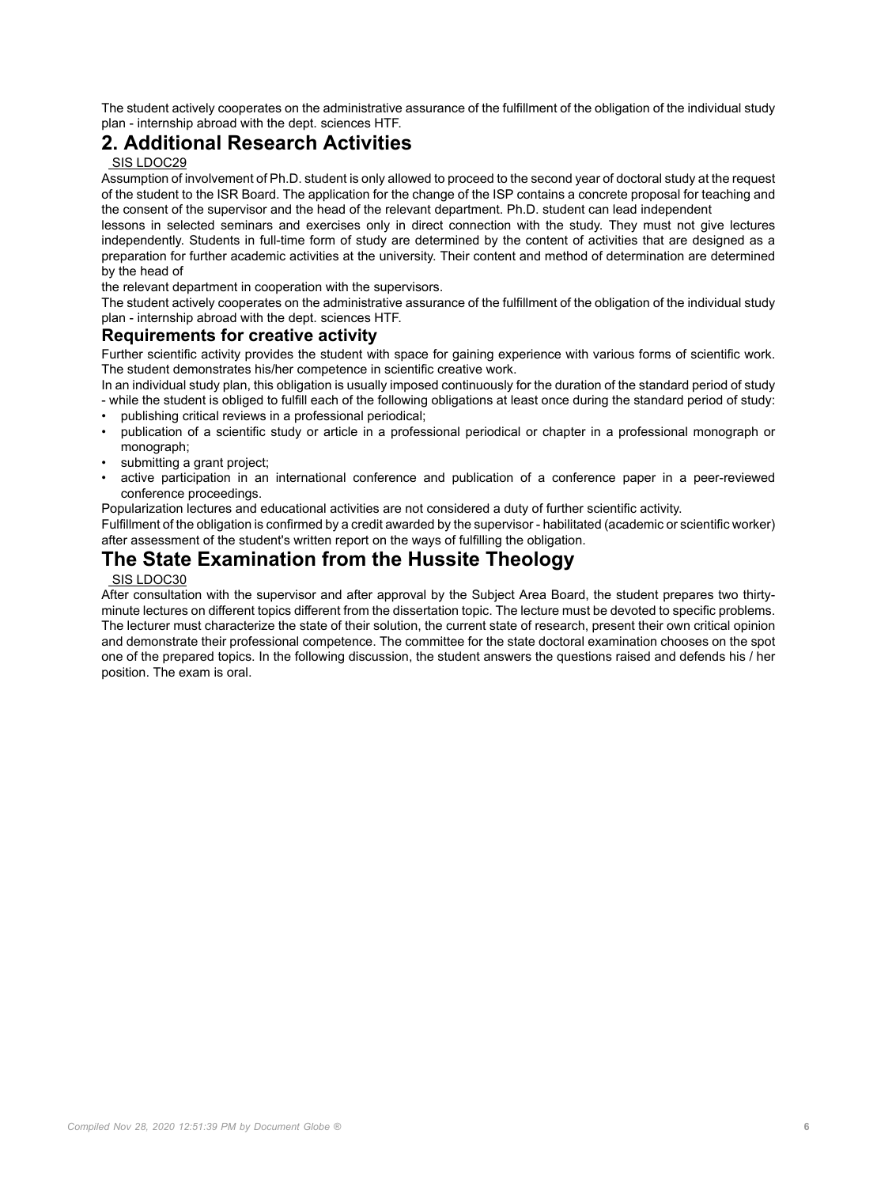The student actively cooperates on the administrative assurance of the fulfillment of the obligation of the individual study plan - internship abroad with the dept. sciences HTF.

## 2. Additional Research Activities

SIS LDOC29

Assumption of involvement of Ph.D. student is only allowed to proceed to the second year of doctoral study at the request of the student to the ISR Board. The application for the change of the ISP contains a concrete proposal for teaching and the consent of the supervisor and the head of the relevant department. Ph.D. student can lead independent lessons in selected seminars and exercises only in direct connection with the study. They must not give lectures independently. Students in full-time form of study are determined by the content of activities that are designed as a preparation for further academic activities at the university. Their content and method of determination are determined by the head of the relevant department in cooperation with the supervisors.

The student actively cooperates on the administrative assurance of the fulfillment of the obligation of the individual study plan - internship abroad with the dept. sciences HTF.

### Requirements for creative activity

Further scientific activity provides the student with space for gaining experience with various forms of scientific work. The student demonstrates his/her competence in scientific creative work.

In an individual study plan, this obligation is usually imposed continuously for the duration of the standard period of study - while the student is obliged to fulfill each of the following obligations at least once during the standard period of study:

- publishing critical reviews in a professional periodical;
- publication of a scientific study or article in a professional periodical or chapter in a professional monograph or monograph;
- submitting a grant project;
- active participation in an international conference and publication of a conference paper in a peer-reviewed conference proceedings.

Popularization lectures and educational activities are not considered a duty of further scientific activity.

Fulfillment of the obligation is confirmed by a credit awarded by the supervisor - habilitated (academic or scientific worker) after assessment of the student's written report on the ways of fulfilling the obligation.

## The State Examination from the Hussite Theology

SIS LDOC30

After consultation with the supervisor and after approval by the Subject Area Board, the student prepares two thirty-minute lectures on different topics different from the dissertation topic. The lecture must be devoted to specific problems. The lecturer must characterize the state of their solution, the current state of research, present their own critical opinion and demonstrate their professional competence. The committee for the state doctoral examination chooses on the spot one of the prepared topics. In the following discussion, the student answers the questions raised and defends his / her position. The exam is oral.